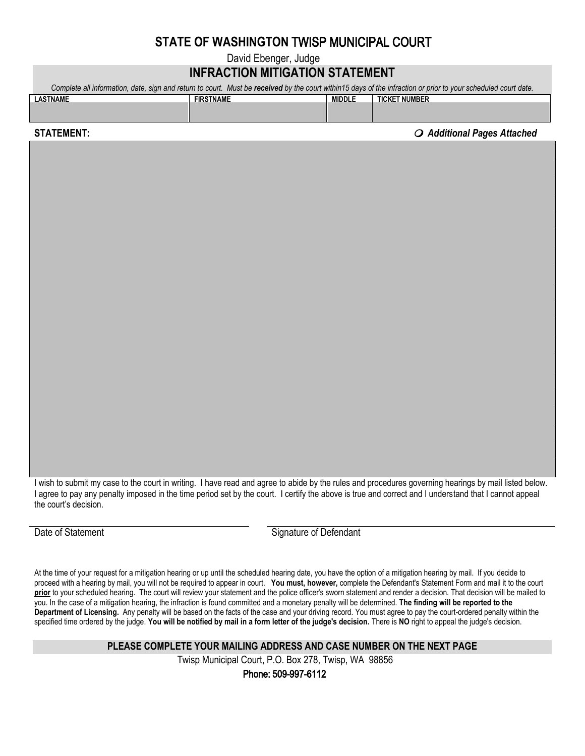# STATE OF WASHINGTON TWISP MUNICIPAL COURT

David Ebenger, Judge

## INFRACTION MITIGATION STATEMENT

*Complete all information, date, sign and return to court. Must be **received** by the court within15 days of the infraction or prior to your scheduled court date.*

| LASTNAME | FIRSTNAME | MIDDLE | TICKET NUMBER |
| --- | --- | --- | --- |
| | | | |

**STATEMENT:** ❍ ***Additional Pages Attached***

I wish to submit my case to the court in writing. I have read and agree to abide by the rules and procedures governing hearings by mail listed below. I agree to pay any penalty imposed in the time period set by the court. I certify the above is true and correct and I understand that I cannot appeal the court's decision.

Date of Statement

Signature of Defendant

At the time of your request for a mitigation hearing or up until the scheduled hearing date, you have the option of a mitigation hearing by mail. If you decide to proceed with a hearing by mail, you will not be required to appear in court. **You must, however,** complete the Defendant's Statement Form and mail it to the court **prior** to your scheduled hearing. The court will review your statement and the police officer's sworn statement and render a decision. That decision will be mailed to you. In the case of a mitigation hearing, the infraction is found committed and a monetary penalty will be determined. **The finding will be reported to the Department of Licensing.** Any penalty will be based on the facts of the case and your driving record. You must agree to pay the court-ordered penalty within the specified time ordered by the judge. **You will be notified by mail in a form letter of the judge's decision.** There is **NO** right to appeal the judge's decision.

**PLEASE COMPLETE YOUR MAILING ADDRESS AND CASE NUMBER ON THE NEXT PAGE**

Twisp Municipal Court, P.O. Box 278, Twisp, WA 98856

Phone: 509-997-6112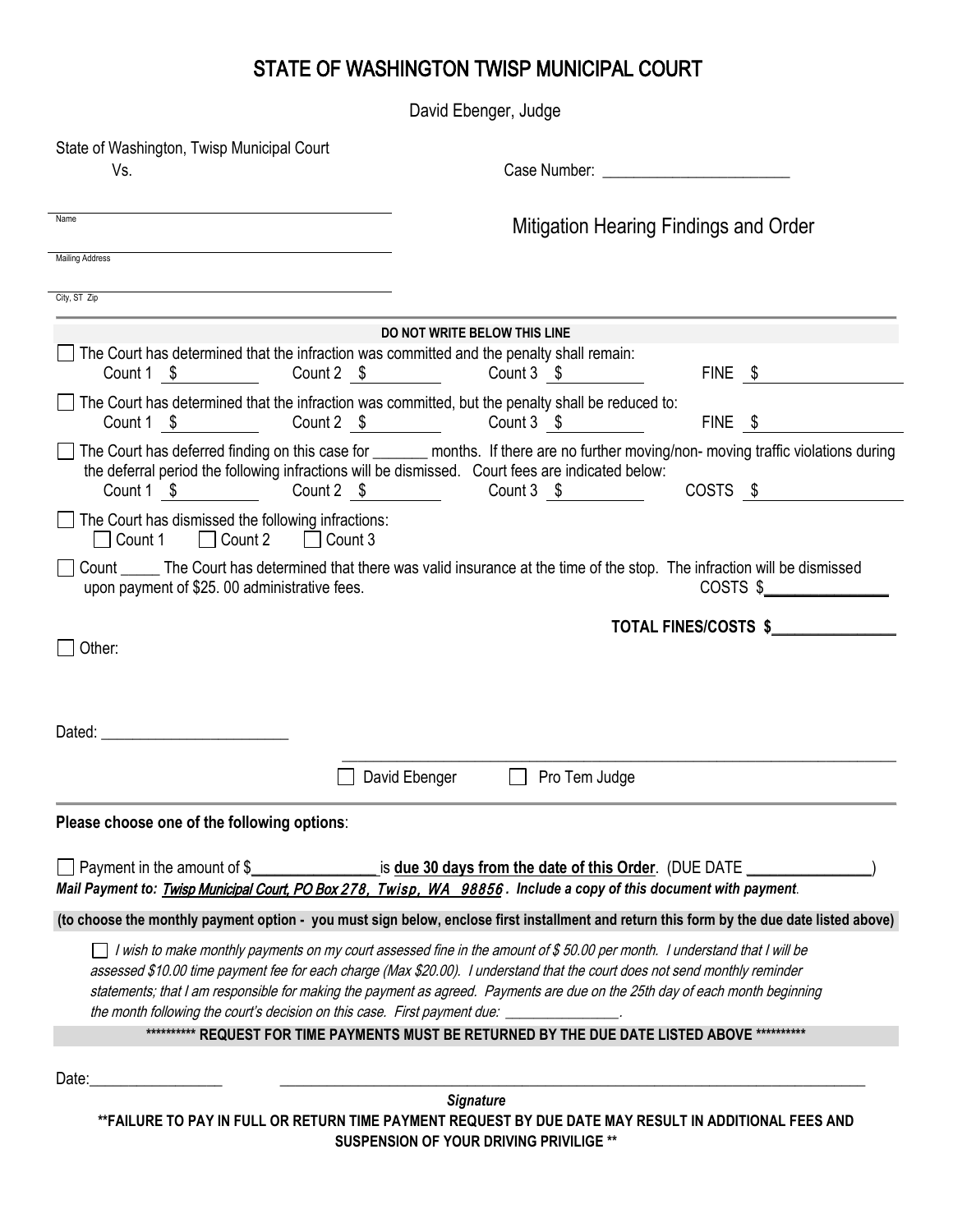# STATE OF WASHINGTON TWISP MUNICIPAL COURT

David Ebenger, Judge

State of Washington, Twisp Municipal Court
Vs.

Case Number: ________________________

______________________________
Name

______________________________
Mailing Address

______________________________
City, ST Zip

## Mitigation Hearing Findings and Order

**DO NOT WRITE BELOW THIS LINE**

☐ The Court has determined that the infraction was committed and the penalty shall remain:
Count 1 $ ________ Count 2 $ ________ Count 3 $ ________ FINE $ ________

☐ The Court has determined that the infraction was committed, but the penalty shall be reduced to:
Count 1 $ ________ Count 2 $ ________ Count 3 $ ________ FINE $ ________

☐ The Court has deferred finding on this case for _______ months. If there are no further moving/non- moving traffic violations during the deferral period the following infractions will be dismissed. Court fees are indicated below:
Count 1 $ ________ Count 2 $ ________ Count 3 $ ________ COSTS $ ________

☐ The Court has dismissed the following infractions:
☐ Count 1 ☐ Count 2 ☐ Count 3

☐ Count _____ The Court has determined that there was valid insurance at the time of the stop. The infraction will be dismissed upon payment of $25. 00 administrative fees. COSTS $________________

**TOTAL FINES/COSTS $________________**

☐ Other:

Dated: ________________________

_________________________________________________________________

☐ David Ebenger ☐ Pro Tem Judge

**Please choose one of the following options**:

☐ Payment in the amount of $________________ is **due 30 days from the date of this Order**. (DUE DATE ________________)

***Mail Payment to: Twisp Municipal Court, PO Box 278, Twisp, WA 98856. Include a copy of this document with payment.***

**(to choose the monthly payment option - you must sign below, enclose first installment and return this form by the due date listed above)**

☐ *I wish to make monthly payments on my court assessed fine in the amount of $ 50.00 per month. I understand that I will be assessed $10.00 time payment fee for each charge (Max $20.00). I understand that the court does not send monthly reminder statements; that I am responsible for making the payment as agreed. Payments are due on the 25th day of each month beginning the month following the court's decision on this case. First payment due: _______________.*

**\*\*\*\*\*\*\*\*\*\* REQUEST FOR TIME PAYMENTS MUST BE RETURNED BY THE DUE DATE LISTED ABOVE \*\*\*\*\*\*\*\*\*\***

Date:_________________ ______________________________________________________________

***Signature***

**\*\*FAILURE TO PAY IN FULL OR RETURN TIME PAYMENT REQUEST BY DUE DATE MAY RESULT IN ADDITIONAL FEES AND SUSPENSION OF YOUR DRIVING PRIVILIGE \*\***